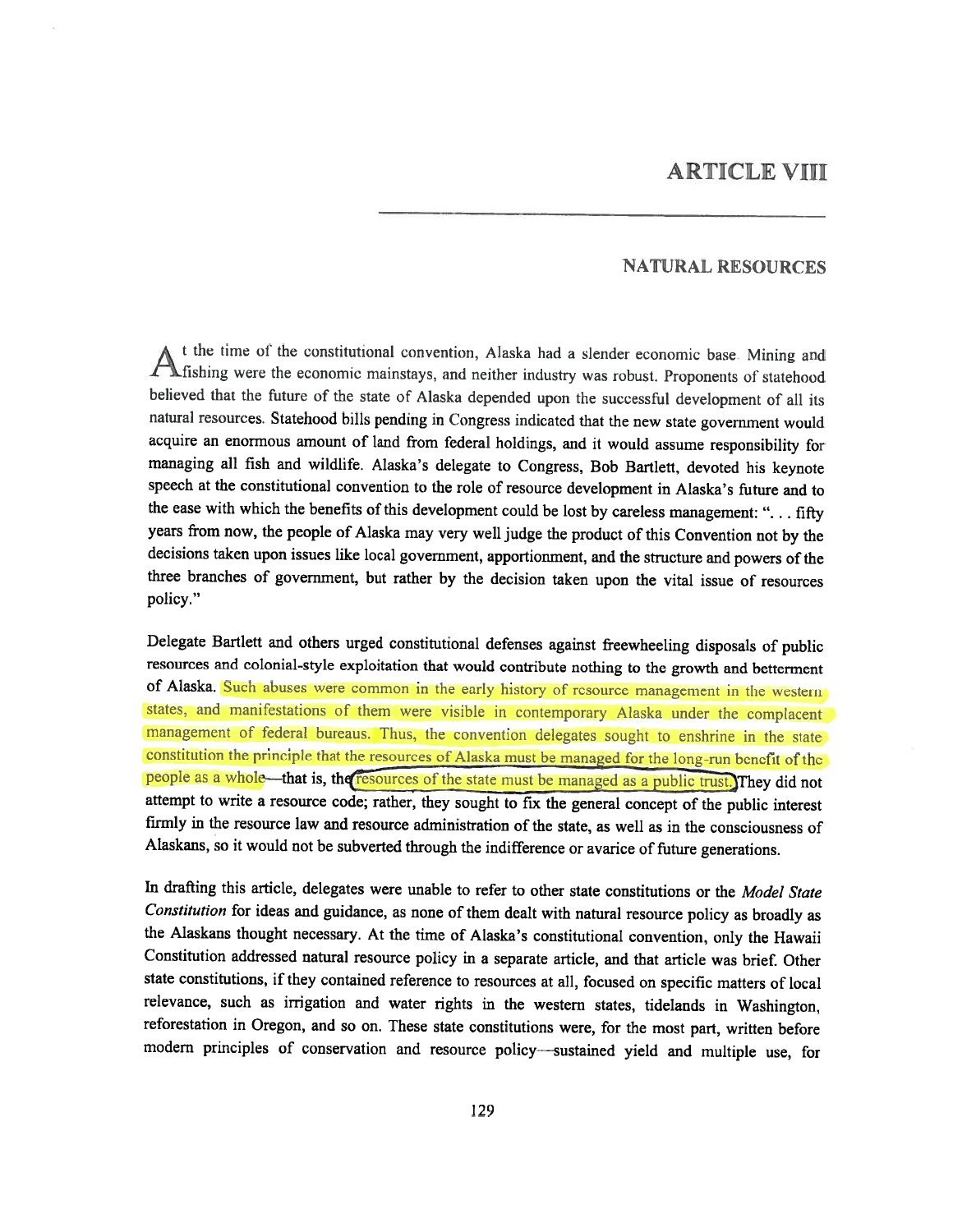# ARTICLE VIII

## NATURAL RESOURCES

At the time of the constitutional convention, Alaska had a slender economic base. Mining and fishing were the economic mainstays, and neither industry was robust. Proponents of statehood believed that the future of the state of Alaska depended upon the successful development of all its natural resources. Statehood bills pending in Congress indicated that the new state government would acquire an enormous amount of land from federal holdings, and it would assume responsibility for managing all fish and wildlife. Alaska's delegate to Congress, Bob Bartlett, devoted his keynote speech at the constitutional convention to the role of resource development in Alaska's future and to the ease with which the benefits of this development could be lost by careless management: ". . . fifty years from now, the people of Alaska may very well judge the product of this Convention not by the decisions taken upon issues like local government, apportionment, and the structure and powers of the three branches of government, but rather by the decision taken upon the vital issue of resources policy."

Delegate Bartlett and others urged constitutional defenses against freewheeling disposals of public resources and colonial-style exploitation that would contribute nothing to the growth and betterment of Alaska. Such abuses were common in the early history of resource management in the western states, and manifestations of them were visible in contemporary Alaska under the complacent management of federal bureaus. Thus, the convention delegates sought to enshrine in the state constitution the principle that the resources of Alaska must be managed for the long-run benefit of the people as a whole—that is, the resources of the state must be managed as a public trust. They did not attempt to write a resource code; rather, they sought to fix the general concept of the public interest firmly in the resource law and resource administration of the state, as well as in the consciousness of Alaskans, so it would not be subverted through the indifference or avarice of future generations.

In drafting this article, delegates were unable to refer to other state constitutions or the *Model State Constitution* for ideas and guidance, as none of them dealt with natural resource policy as broadly as the Alaskans thought necessary. At the time of Alaska's constitutional convention, only the Hawaii Constitution addressed natural resource policy in a separate article, and that article was brief. Other state constitutions, if they contained reference to resources at all, focused on specific matters of local relevance, such as irrigation and water rights in the western states, tidelands in Washington, reforestation in Oregon, and so on. These state constitutions were, for the most part, written before modern principles of conservation and resource policy—sustained yield and multiple use, for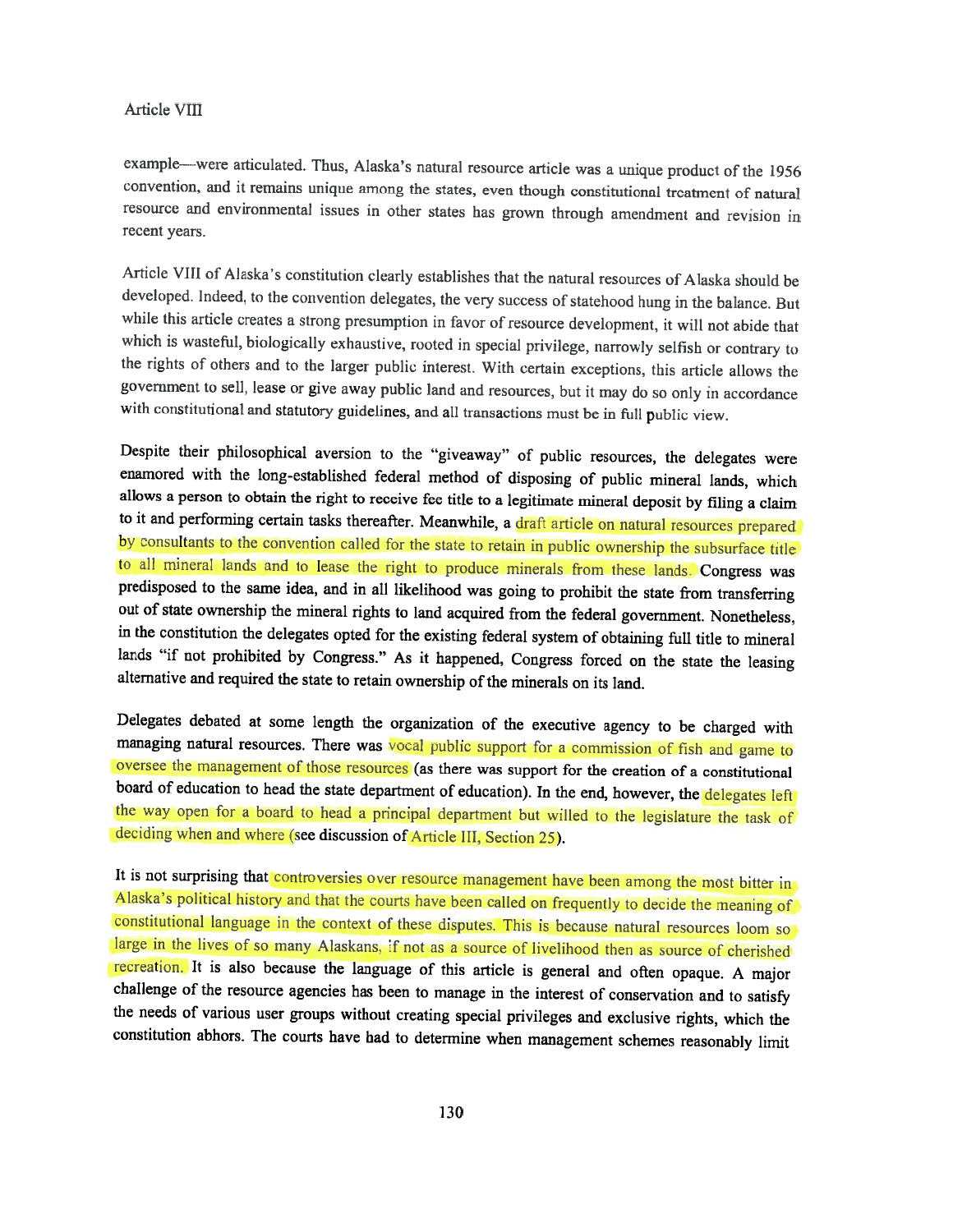example—were articulated. Thus, Alaska's natural resource article was a unique product of the 1956 convention, and it remains unique among the states, even though constitutional treatment of natural resource and environmental issues in other states has grown through amendment and revision in recent years.

Article VIII of Alaska's constitution clearly establishes that the natural resources of Alaska should be developed. Indeed, to the convention delegates, the very success of statehood hung in the balance. But while this article creates a strong presumption in favor of resource development, it will not abide that which is wasteful, biologically exhaustive, rooted in special privilege, narrowly selfish or contrary to the rights of others and to the larger public interest. With certain exceptions, this article allows the government to sell, lease or give away public land and resources, but it may do so only in accordance with constitutional and statutory guidelines, and all transactions must be in full public view.

Despite their philosophical aversion to the "giveaway" of public resources, the delegates were enamored with the long-established federal method of disposing of public mineral lands, which allows a person to obtain the right to receive fee title to a legitimate mineral deposit by filing a claim to it and performing certain tasks thereafter. Meanwhile, a draft article on natural resources prepared by consultants to the convention called for the state to retain in public ownership the subsurface title to all mineral lands and to lease the right to produce minerals from these lands. Congress was predisposed to the same idea, and in all likelihood was going to prohibit the state from transferring out of state ownership the mineral rights to land acquired from the federal government. Nonetheless, in the constitution the delegates opted for the existing federal system of obtaining full title to mineral lands "if not prohibited by Congress." As it happened, Congress forced on the state the leasing alternative and required the state to retain ownership of the minerals on its land.

Delegates debated at some length the organization of the executive agency to be charged with managing natural resources. There was vocal public support for a commission of fish and game to oversee the management of those resources (as there was support for the creation of a constitutional board of education to head the state department of education). In the end, however, the delegates left the way open for a board to head a principal department but willed to the legislature the task of deciding when and where (see discussion of Article III, Section 25).

It is not surprising that controversies over resource management have been among the most bitter in Alaska's political history and that the courts have been called on frequently to decide the meaning of constitutional language in the context of these disputes. This is because natural resources loom so large in the lives of so many Alaskans, if not as a source of livelihood then as source of cherished recreation. It is also because the language of this article is general and often opaque. A major challenge of the resource agencies has been to manage in the interest of conservation and to satisfy the needs of various user groups without creating special privileges and exclusive rights, which the constitution abhors. The courts have had to determine when management schemes reasonably limit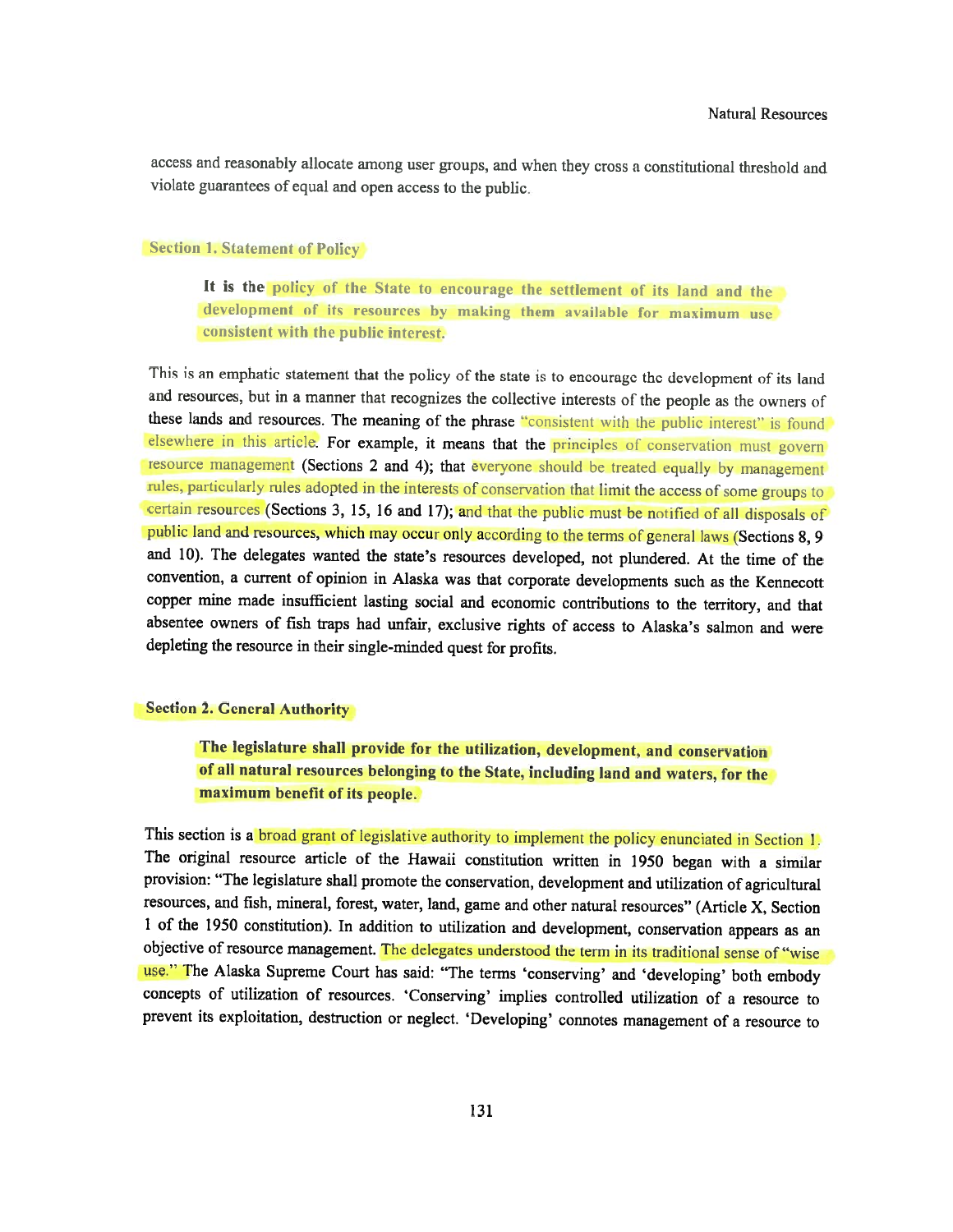access and reasonably allocate among user groups, and when they cross a constitutional threshold and violate guarantees of equal and open access to the public.

## Section 1. Statement of Policy

> **It is the policy of the State to encourage the settlement of its land and the development of its resources by making them available for maximum use consistent with the public interest.**

This is an emphatic statement that the policy of the state is to encourage the development of its land and resources, but in a manner that recognizes the collective interests of the people as the owners of these lands and resources. The meaning of the phrase "consistent with the public interest" is found elsewhere in this article. For example, it means that the principles of conservation must govern resource management (Sections 2 and 4); that everyone should be treated equally by management rules, particularly rules adopted in the interests of conservation that limit the access of some groups to certain resources (Sections 3, 15, 16 and 17); and that the public must be notified of all disposals of public land and resources, which may occur only according to the terms of general laws (Sections 8, 9 and 10). The delegates wanted the state's resources developed, not plundered. At the time of the convention, a current of opinion in Alaska was that corporate developments such as the Kennecott copper mine made insufficient lasting social and economic contributions to the territory, and that absentee owners of fish traps had unfair, exclusive rights of access to Alaska's salmon and were depleting the resource in their single-minded quest for profits.

## Section 2. General Authority

> **The legislature shall provide for the utilization, development, and conservation of all natural resources belonging to the State, including land and waters, for the maximum benefit of its people.**

This section is a broad grant of legislative authority to implement the policy enunciated in Section 1. The original resource article of the Hawaii constitution written in 1950 began with a similar provision: "The legislature shall promote the conservation, development and utilization of agricultural resources, and fish, mineral, forest, water, land, game and other natural resources" (Article X, Section 1 of the 1950 constitution). In addition to utilization and development, conservation appears as an objective of resource management. The delegates understood the term in its traditional sense of "wise use." The Alaska Supreme Court has said: "The terms 'conserving' and 'developing' both embody concepts of utilization of resources. 'Conserving' implies controlled utilization of a resource to prevent its exploitation, destruction or neglect. 'Developing' connotes management of a resource to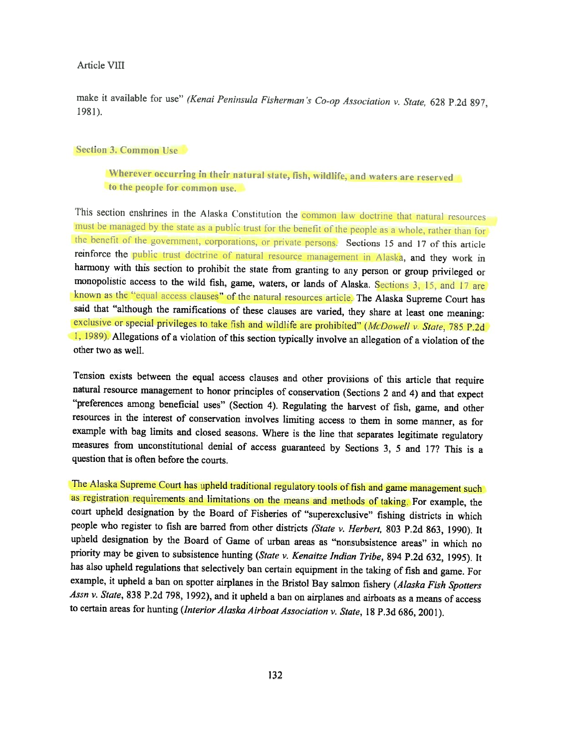make it available for use" (*Kenai Peninsula Fisherman's Co-op Association v. State*, 628 P.2d 897, 1981).

### Section 3. Common Use

> **Wherever occurring in their natural state, fish, wildlife, and waters are reserved to the people for common use.**

This section enshrines in the Alaska Constitution the common law doctrine that natural resources must be managed by the state as a public trust for the benefit of the people as a whole, rather than for the benefit of the government, corporations, or private persons. Sections 15 and 17 of this article reinforce the public trust doctrine of natural resource management in Alaska, and they work in harmony with this section to prohibit the state from granting to any person or group privileged or monopolistic access to the wild fish, game, waters, or lands of Alaska. Sections 3, 15, and 17 are known as the "equal access clauses" of the natural resources article. The Alaska Supreme Court has said that "although the ramifications of these clauses are varied, they share at least one meaning: exclusive or special privileges to take fish and wildlife are prohibited" (*McDowell v. State*, 785 P.2d 1, 1989). Allegations of a violation of this section typically involve an allegation of a violation of the other two as well.

Tension exists between the equal access clauses and other provisions of this article that require natural resource management to honor principles of conservation (Sections 2 and 4) and that expect "preferences among beneficial uses" (Section 4). Regulating the harvest of fish, game, and other resources in the interest of conservation involves limiting access to them in some manner, as for example with bag limits and closed seasons. Where is the line that separates legitimate regulatory measures from unconstitutional denial of access guaranteed by Sections 3, 5 and 17? This is a question that is often before the courts.

The Alaska Supreme Court has upheld traditional regulatory tools of fish and game management such as registration requirements and limitations on the means and methods of taking. For example, the court upheld designation by the Board of Fisheries of "superexclusive" fishing districts in which people who register to fish are barred from other districts (*State v. Herbert*, 803 P.2d 863, 1990). It upheld designation by the Board of Game of urban areas as "nonsubsistence areas" in which no priority may be given to subsistence hunting (*State v. Kenaitze Indian Tribe*, 894 P.2d 632, 1995). It has also upheld regulations that selectively ban certain equipment in the taking of fish and game. For example, it upheld a ban on spotter airplanes in the Bristol Bay salmon fishery (*Alaska Fish Spotters Assn v. State*, 838 P.2d 798, 1992), and it upheld a ban on airplanes and airboats as a means of access to certain areas for hunting (*Interior Alaska Airboat Association v. State*, 18 P.3d 686, 2001).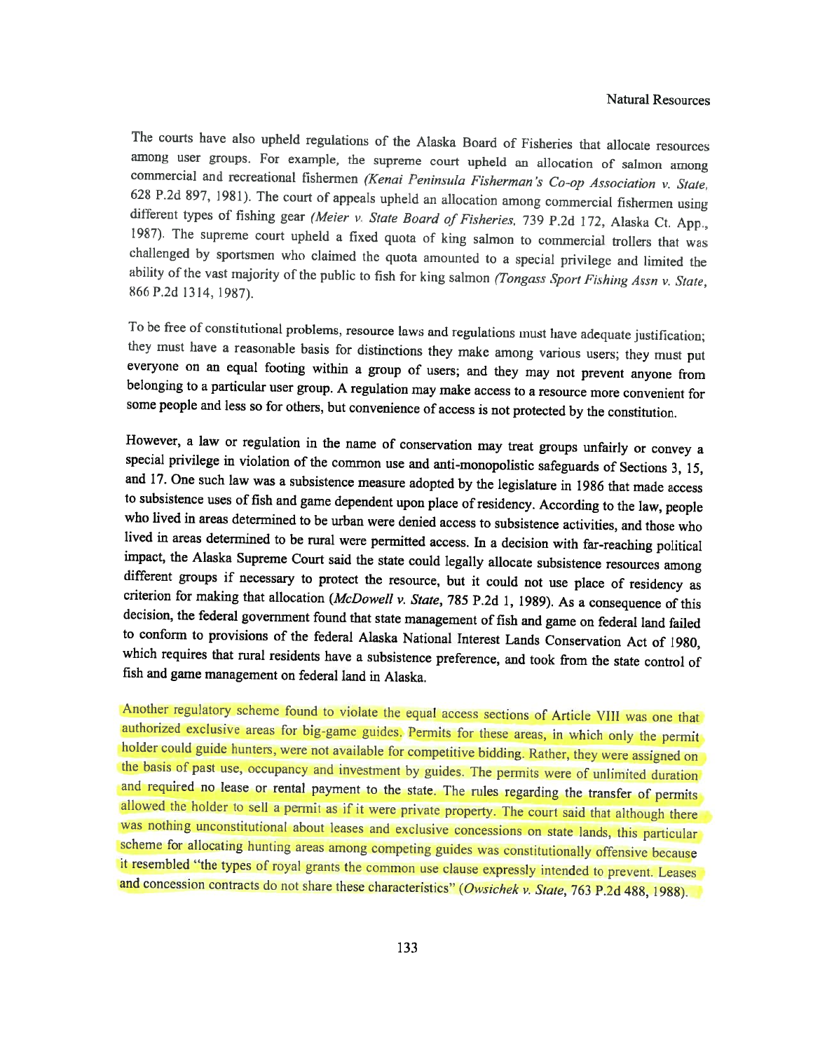The courts have also upheld regulations of the Alaska Board of Fisheries that allocate resources among user groups. For example, the supreme court upheld an allocation of salmon among commercial and recreational fishermen (*Kenai Peninsula Fisherman's Co-op Association v. State*, 628 P.2d 897, 1981). The court of appeals upheld an allocation among commercial fishermen using different types of fishing gear (*Meier v. State Board of Fisheries*, 739 P.2d 172, Alaska Ct. App., 1987). The supreme court upheld a fixed quota of king salmon to commercial trollers that was challenged by sportsmen who claimed the quota amounted to a special privilege and limited the ability of the vast majority of the public to fish for king salmon (*Tongass Sport Fishing Assn v. State*, 866 P.2d 1314, 1987).

To be free of constitutional problems, resource laws and regulations must have adequate justification; they must have a reasonable basis for distinctions they make among various users; they must put everyone on an equal footing within a group of users; and they may not prevent anyone from belonging to a particular user group. A regulation may make access to a resource more convenient for some people and less so for others, but convenience of access is not protected by the constitution.

However, a law or regulation in the name of conservation may treat groups unfairly or convey a special privilege in violation of the common use and anti-monopolistic safeguards of Sections 3, 15, and 17. One such law was a subsistence measure adopted by the legislature in 1986 that made access to subsistence uses of fish and game dependent upon place of residency. According to the law, people who lived in areas determined to be urban were denied access to subsistence activities, and those who lived in areas determined to be rural were permitted access. In a decision with far-reaching political impact, the Alaska Supreme Court said the state could legally allocate subsistence resources among different groups if necessary to protect the resource, but it could not use place of residency as criterion for making that allocation (*McDowell v. State*, 785 P.2d 1, 1989). As a consequence of this decision, the federal government found that state management of fish and game on federal land failed to conform to provisions of the federal Alaska National Interest Lands Conservation Act of 1980, which requires that rural residents have a subsistence preference, and took from the state control of fish and game management on federal land in Alaska.

Another regulatory scheme found to violate the equal access sections of Article VIII was one that authorized exclusive areas for big-game guides. Permits for these areas, in which only the permit holder could guide hunters, were not available for competitive bidding. Rather, they were assigned on the basis of past use, occupancy and investment by guides. The permits were of unlimited duration and required no lease or rental payment to the state. The rules regarding the transfer of permits allowed the holder to sell a permit as if it were private property. The court said that although there was nothing unconstitutional about leases and exclusive concessions on state lands, this particular scheme for allocating hunting areas among competing guides was constitutionally offensive because it resembled "the types of royal grants the common use clause expressly intended to prevent. Leases and concession contracts do not share these characteristics" (*Owsichek v. State*, 763 P.2d 488, 1988).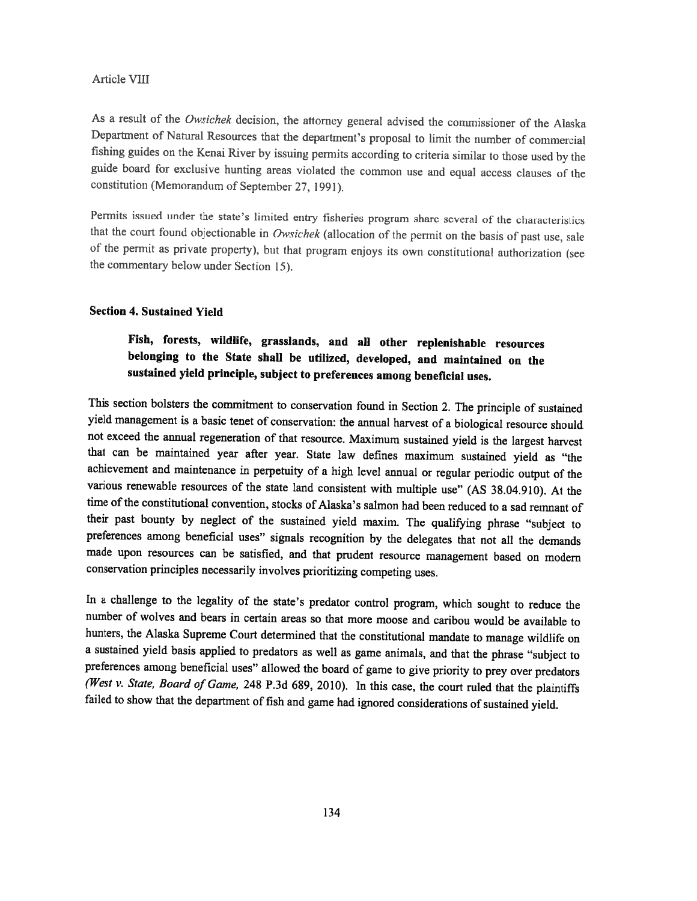As a result of the *Owsichek* decision, the attorney general advised the commissioner of the Alaska Department of Natural Resources that the department's proposal to limit the number of commercial fishing guides on the Kenai River by issuing permits according to criteria similar to those used by the guide board for exclusive hunting areas violated the common use and equal access clauses of the constitution (Memorandum of September 27, 1991).

Permits issued under the state's limited entry fisheries program share several of the characteristics that the court found objectionable in *Owsichek* (allocation of the permit on the basis of past use, sale of the permit as private property), but that program enjoys its own constitutional authorization (see the commentary below under Section 15).

### Section 4. Sustained Yield

> **Fish, forests, wildlife, grasslands, and all other replenishable resources belonging to the State shall be utilized, developed, and maintained on the sustained yield principle, subject to preferences among beneficial uses.**

This section bolsters the commitment to conservation found in Section 2. The principle of sustained yield management is a basic tenet of conservation: the annual harvest of a biological resource should not exceed the annual regeneration of that resource. Maximum sustained yield is the largest harvest that can be maintained year after year. State law defines maximum sustained yield as "the achievement and maintenance in perpetuity of a high level annual or regular periodic output of the various renewable resources of the state land consistent with multiple use" (AS 38.04.910). At the time of the constitutional convention, stocks of Alaska's salmon had been reduced to a sad remnant of their past bounty by neglect of the sustained yield maxim. The qualifying phrase "subject to preferences among beneficial uses" signals recognition by the delegates that not all the demands made upon resources can be satisfied, and that prudent resource management based on modern conservation principles necessarily involves prioritizing competing uses.

In a challenge to the legality of the state's predator control program, which sought to reduce the number of wolves and bears in certain areas so that more moose and caribou would be available to hunters, the Alaska Supreme Court determined that the constitutional mandate to manage wildlife on a sustained yield basis applied to predators as well as game animals, and that the phrase "subject to preferences among beneficial uses" allowed the board of game to give priority to prey over predators (*West v. State, Board of Game*, 248 P.3d 689, 2010). In this case, the court ruled that the plaintiffs failed to show that the department of fish and game had ignored considerations of sustained yield.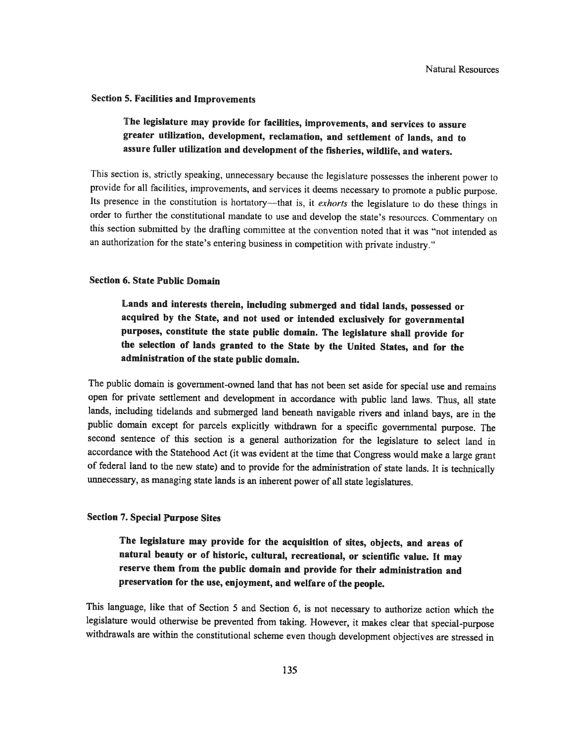### Section 5. Facilities and Improvements

> **The legislature may provide for facilities, improvements, and services to assure greater utilization, development, reclamation, and settlement of lands, and to assure fuller utilization and development of the fisheries, wildlife, and waters.**

This section is, strictly speaking, unnecessary because the legislature possesses the inherent power to provide for all facilities, improvements, and services it deems necessary to promote a public purpose. Its presence in the constitution is hortatory—that is, it *exhorts* the legislature to do these things in order to further the constitutional mandate to use and develop the state's resources. Commentary on this section submitted by the drafting committee at the convention noted that it was "not intended as an authorization for the state's entering business in competition with private industry."

### Section 6. State Public Domain

> **Lands and interests therein, including submerged and tidal lands, possessed or acquired by the State, and not used or intended exclusively for governmental purposes, constitute the state public domain. The legislature shall provide for the selection of lands granted to the State by the United States, and for the administration of the state public domain.**

The public domain is government-owned land that has not been set aside for special use and remains open for private settlement and development in accordance with public land laws. Thus, all state lands, including tidelands and submerged land beneath navigable rivers and inland bays, are in the public domain except for parcels explicitly withdrawn for a specific governmental purpose. The second sentence of this section is a general authorization for the legislature to select land in accordance with the Statehood Act (it was evident at the time that Congress would make a large grant of federal land to the new state) and to provide for the administration of state lands. It is technically unnecessary, as managing state lands is an inherent power of all state legislatures.

### Section 7. Special Purpose Sites

> **The legislature may provide for the acquisition of sites, objects, and areas of natural beauty or of historic, cultural, recreational, or scientific value. It may reserve them from the public domain and provide for their administration and preservation for the use, enjoyment, and welfare of the people.**

This language, like that of Section 5 and Section 6, is not necessary to authorize action which the legislature would otherwise be prevented from taking. However, it makes clear that special-purpose withdrawals are within the constitutional scheme even though development objectives are stressed in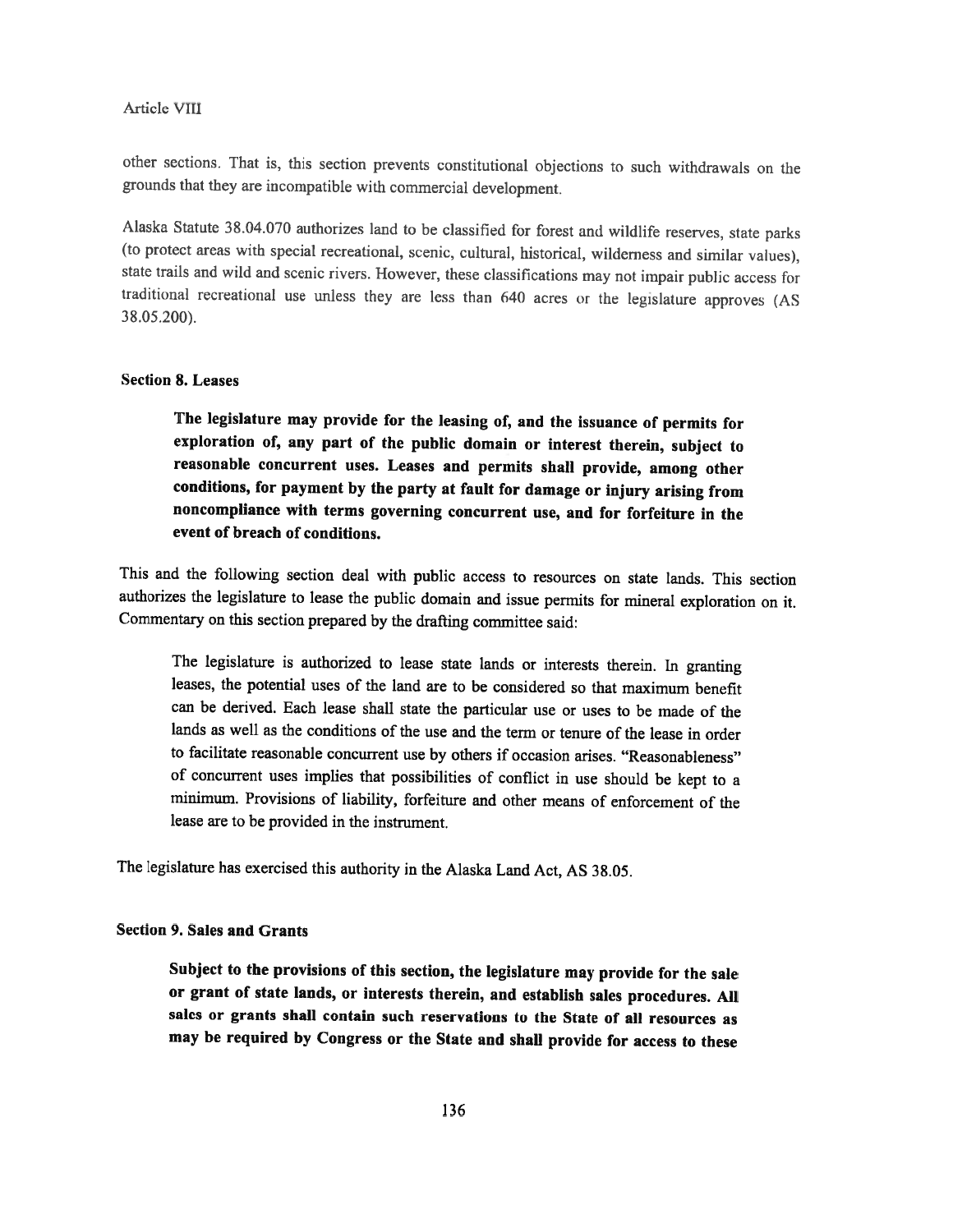other sections. That is, this section prevents constitutional objections to such withdrawals on the grounds that they are incompatible with commercial development.

Alaska Statute 38.04.070 authorizes land to be classified for forest and wildlife reserves, state parks (to protect areas with special recreational, scenic, cultural, historical, wilderness and similar values), state trails and wild and scenic rivers. However, these classifications may not impair public access for traditional recreational use unless they are less than 640 acres or the legislature approves (AS 38.05.200).

### Section 8. Leases

> **The legislature may provide for the leasing of, and the issuance of permits for exploration of, any part of the public domain or interest therein, subject to reasonable concurrent uses. Leases and permits shall provide, among other conditions, for payment by the party at fault for damage or injury arising from noncompliance with terms governing concurrent use, and for forfeiture in the event of breach of conditions.**

This and the following section deal with public access to resources on state lands. This section authorizes the legislature to lease the public domain and issue permits for mineral exploration on it. Commentary on this section prepared by the drafting committee said:

> The legislature is authorized to lease state lands or interests therein. In granting leases, the potential uses of the land are to be considered so that maximum benefit can be derived. Each lease shall state the particular use or uses to be made of the lands as well as the conditions of the use and the term or tenure of the lease in order to facilitate reasonable concurrent use by others if occasion arises. "Reasonableness" of concurrent uses implies that possibilities of conflict in use should be kept to a minimum. Provisions of liability, forfeiture and other means of enforcement of the lease are to be provided in the instrument.

The legislature has exercised this authority in the Alaska Land Act, AS 38.05.

### Section 9. Sales and Grants

> **Subject to the provisions of this section, the legislature may provide for the sale or grant of state lands, or interests therein, and establish sales procedures. All sales or grants shall contain such reservations to the State of all resources as may be required by Congress or the State and shall provide for access to these**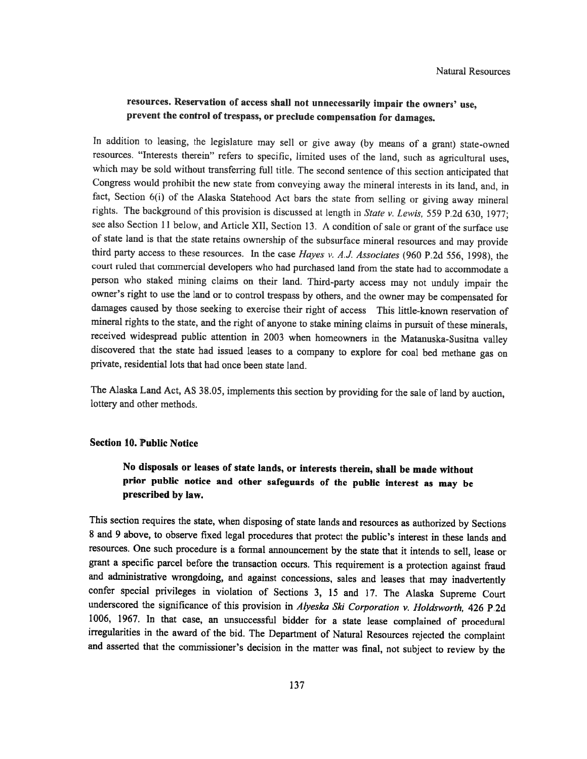**resources. Reservation of access shall not unnecessarily impair the owners' use, prevent the control of trespass, or preclude compensation for damages.**

In addition to leasing, the legislature may sell or give away (by means of a grant) state-owned resources. "Interests therein" refers to specific, limited uses of the land, such as agricultural uses, which may be sold without transferring full title. The second sentence of this section anticipated that Congress would prohibit the new state from conveying away the mineral interests in its land, and, in fact, Section 6(i) of the Alaska Statehood Act bars the state from selling or giving away mineral rights. The background of this provision is discussed at length in *State v. Lewis,* 559 P.2d 630, 1977; see also Section 11 below, and Article XII, Section 13. A condition of sale or grant of the surface use of state land is that the state retains ownership of the subsurface mineral resources and may provide third party access to these resources. In the case *Hayes v. A.J. Associates* (960 P.2d 556, 1998), the court ruled that commercial developers who had purchased land from the state had to accommodate a person who staked mining claims on their land. Third-party access may not unduly impair the owner's right to use the land or to control trespass by others, and the owner may be compensated for damages caused by those seeking to exercise their right of access This little-known reservation of mineral rights to the state, and the right of anyone to stake mining claims in pursuit of these minerals, received widespread public attention in 2003 when homeowners in the Matanuska-Susitna valley discovered that the state had issued leases to a company to explore for coal bed methane gas on private, residential lots that had once been state land.

The Alaska Land Act, AS 38.05, implements this section by providing for the sale of land by auction, lottery and other methods.

### Section 10. Public Notice

**No disposals or leases of state lands, or interests therein, shall be made without prior public notice and other safeguards of the public interest as may be prescribed by law.**

This section requires the state, when disposing of state lands and resources as authorized by Sections 8 and 9 above, to observe fixed legal procedures that protect the public's interest in these lands and resources. One such procedure is a formal announcement by the state that it intends to sell, lease or grant a specific parcel before the transaction occurs. This requirement is a protection against fraud and administrative wrongdoing, and against concessions, sales and leases that may inadvertently confer special privileges in violation of Sections 3, 15 and 17. The Alaska Supreme Court underscored the significance of this provision in *Alyeska Ski Corporation v. Holdsworth,* 426 P.2d 1006, 1967. In that case, an unsuccessful bidder for a state lease complained of procedural irregularities in the award of the bid. The Department of Natural Resources rejected the complaint and asserted that the commissioner's decision in the matter was final, not subject to review by the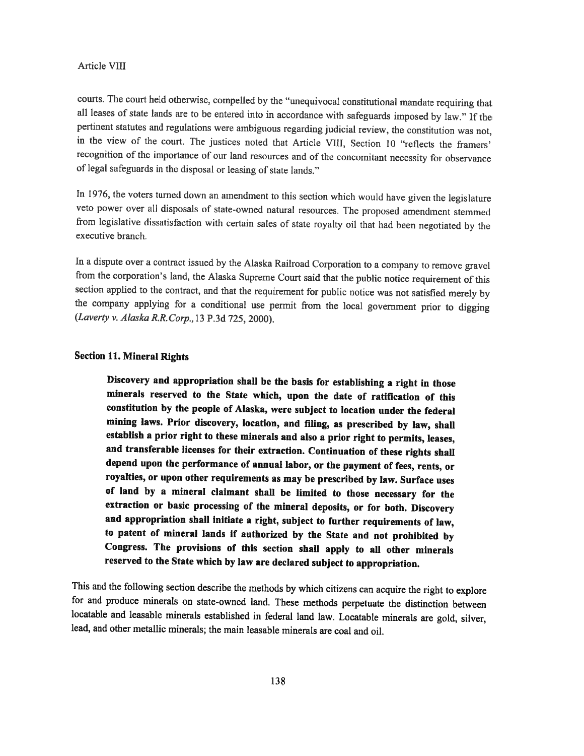courts. The court held otherwise, compelled by the "unequivocal constitutional mandate requiring that all leases of state lands are to be entered into in accordance with safeguards imposed by law." If the pertinent statutes and regulations were ambiguous regarding judicial review, the constitution was not, in the view of the court. The justices noted that Article VIII, Section 10 "reflects the framers' recognition of the importance of our land resources and of the concomitant necessity for observance of legal safeguards in the disposal or leasing of state lands."

In 1976, the voters turned down an amendment to this section which would have given the legislature veto power over all disposals of state-owned natural resources. The proposed amendment stemmed from legislative dissatisfaction with certain sales of state royalty oil that had been negotiated by the executive branch.

In a dispute over a contract issued by the Alaska Railroad Corporation to a company to remove gravel from the corporation's land, the Alaska Supreme Court said that the public notice requirement of this section applied to the contract, and that the requirement for public notice was not satisfied merely by the company applying for a conditional use permit from the local government prior to digging (*Laverty v. Alaska R.R.Corp.*, 13 P.3d 725, 2000).

### Section 11. Mineral Rights

> **Discovery and appropriation shall be the basis for establishing a right in those minerals reserved to the State which, upon the date of ratification of this constitution by the people of Alaska, were subject to location under the federal mining laws. Prior discovery, location, and filing, as prescribed by law, shall establish a prior right to these minerals and also a prior right to permits, leases, and transferable licenses for their extraction. Continuation of these rights shall depend upon the performance of annual labor, or the payment of fees, rents, or royalties, or upon other requirements as may be prescribed by law. Surface uses of land by a mineral claimant shall be limited to those necessary for the extraction or basic processing of the mineral deposits, or for both. Discovery and appropriation shall initiate a right, subject to further requirements of law, to patent of mineral lands if authorized by the State and not prohibited by Congress. The provisions of this section shall apply to all other minerals reserved to the State which by law are declared subject to appropriation.**

This and the following section describe the methods by which citizens can acquire the right to explore for and produce minerals on state-owned land. These methods perpetuate the distinction between locatable and leasable minerals established in federal land law. Locatable minerals are gold, silver, lead, and other metallic minerals; the main leasable minerals are coal and oil.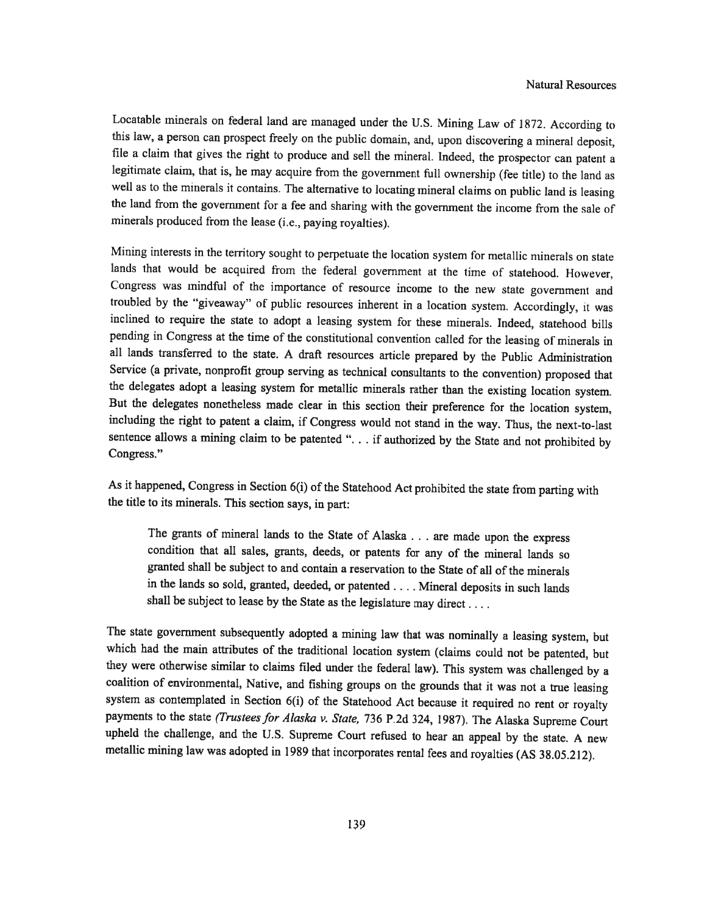Locatable minerals on federal land are managed under the U.S. Mining Law of 1872. According to this law, a person can prospect freely on the public domain, and, upon discovering a mineral deposit, file a claim that gives the right to produce and sell the mineral. Indeed, the prospector can patent a legitimate claim, that is, he may acquire from the government full ownership (fee title) to the land as well as to the minerals it contains. The alternative to locating mineral claims on public land is leasing the land from the government for a fee and sharing with the government the income from the sale of minerals produced from the lease (i.e., paying royalties).

Mining interests in the territory sought to perpetuate the location system for metallic minerals on state lands that would be acquired from the federal government at the time of statehood. However, Congress was mindful of the importance of resource income to the new state government and troubled by the "giveaway" of public resources inherent in a location system. Accordingly, it was inclined to require the state to adopt a leasing system for these minerals. Indeed, statehood bills pending in Congress at the time of the constitutional convention called for the leasing of minerals in all lands transferred to the state. A draft resources article prepared by the Public Administration Service (a private, nonprofit group serving as technical consultants to the convention) proposed that the delegates adopt a leasing system for metallic minerals rather than the existing location system. But the delegates nonetheless made clear in this section their preference for the location system, including the right to patent a claim, if Congress would not stand in the way. Thus, the next-to-last sentence allows a mining claim to be patented ". . . if authorized by the State and not prohibited by Congress."

As it happened, Congress in Section 6(i) of the Statehood Act prohibited the state from parting with the title to its minerals. This section says, in part:

> The grants of mineral lands to the State of Alaska . . . are made upon the express condition that all sales, grants, deeds, or patents for any of the mineral lands so granted shall be subject to and contain a reservation to the State of all of the minerals in the lands so sold, granted, deeded, or patented . . . . Mineral deposits in such lands shall be subject to lease by the State as the legislature may direct . . . .

The state government subsequently adopted a mining law that was nominally a leasing system, but which had the main attributes of the traditional location system (claims could not be patented, but they were otherwise similar to claims filed under the federal law). This system was challenged by a coalition of environmental, Native, and fishing groups on the grounds that it was not a true leasing system as contemplated in Section 6(i) of the Statehood Act because it required no rent or royalty payments to the state (*Trustees for Alaska v. State,* 736 P.2d 324, 1987). The Alaska Supreme Court upheld the challenge, and the U.S. Supreme Court refused to hear an appeal by the state. A new metallic mining law was adopted in 1989 that incorporates rental fees and royalties (AS 38.05.212).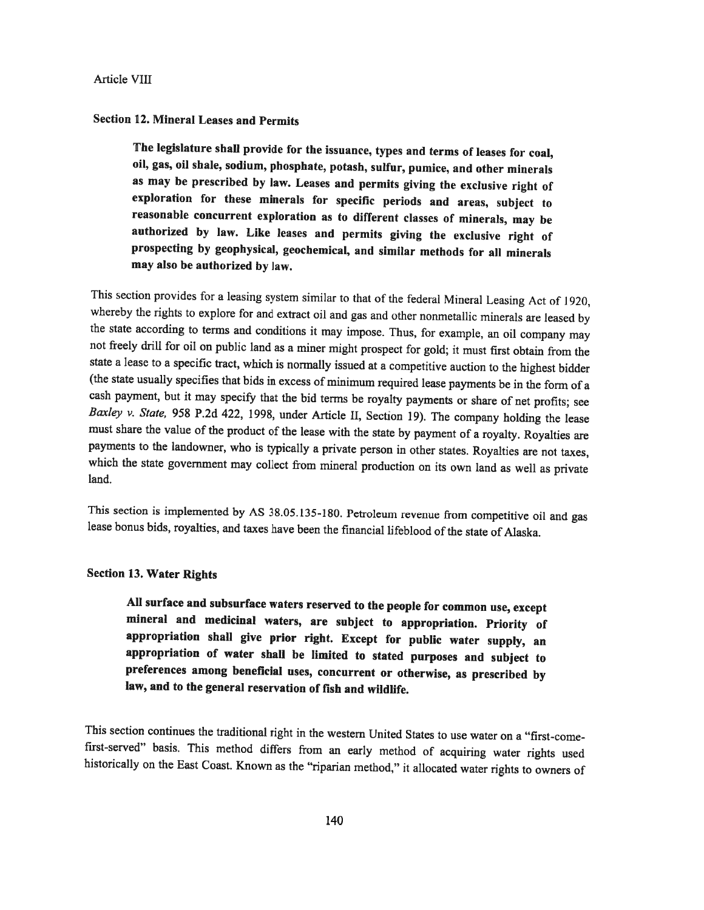Article VIII

### Section 12. Mineral Leases and Permits

> **The legislature shall provide for the issuance, types and terms of leases for coal, oil, gas, oil shale, sodium, phosphate, potash, sulfur, pumice, and other minerals as may be prescribed by law. Leases and permits giving the exclusive right of exploration for these minerals for specific periods and areas, subject to reasonable concurrent exploration as to different classes of minerals, may be authorized by law. Like leases and permits giving the exclusive right of prospecting by geophysical, geochemical, and similar methods for all minerals may also be authorized by law.**

This section provides for a leasing system similar to that of the federal Mineral Leasing Act of 1920, whereby the rights to explore for and extract oil and gas and other nonmetallic minerals are leased by the state according to terms and conditions it may impose. Thus, for example, an oil company may not freely drill for oil on public land as a miner might prospect for gold; it must first obtain from the state a lease to a specific tract, which is normally issued at a competitive auction to the highest bidder (the state usually specifies that bids in excess of minimum required lease payments be in the form of a cash payment, but it may specify that the bid terms be royalty payments or share of net profits; see *Baxley v. State,* 958 P.2d 422, 1998, under Article II, Section 19). The company holding the lease must share the value of the product of the lease with the state by payment of a royalty. Royalties are payments to the landowner, who is typically a private person in other states. Royalties are not taxes, which the state government may collect from mineral production on its own land as well as private land.

This section is implemented by AS 38.05.135-180. Petroleum revenue from competitive oil and gas lease bonus bids, royalties, and taxes have been the financial lifeblood of the state of Alaska.

### Section 13. Water Rights

> **All surface and subsurface waters reserved to the people for common use, except mineral and medicinal waters, are subject to appropriation. Priority of appropriation shall give prior right. Except for public water supply, an appropriation of water shall be limited to stated purposes and subject to preferences among beneficial uses, concurrent or otherwise, as prescribed by law, and to the general reservation of fish and wildlife.**

This section continues the traditional right in the western United States to use water on a "first-come-first-served" basis. This method differs from an early method of acquiring water rights used historically on the East Coast. Known as the "riparian method," it allocated water rights to owners of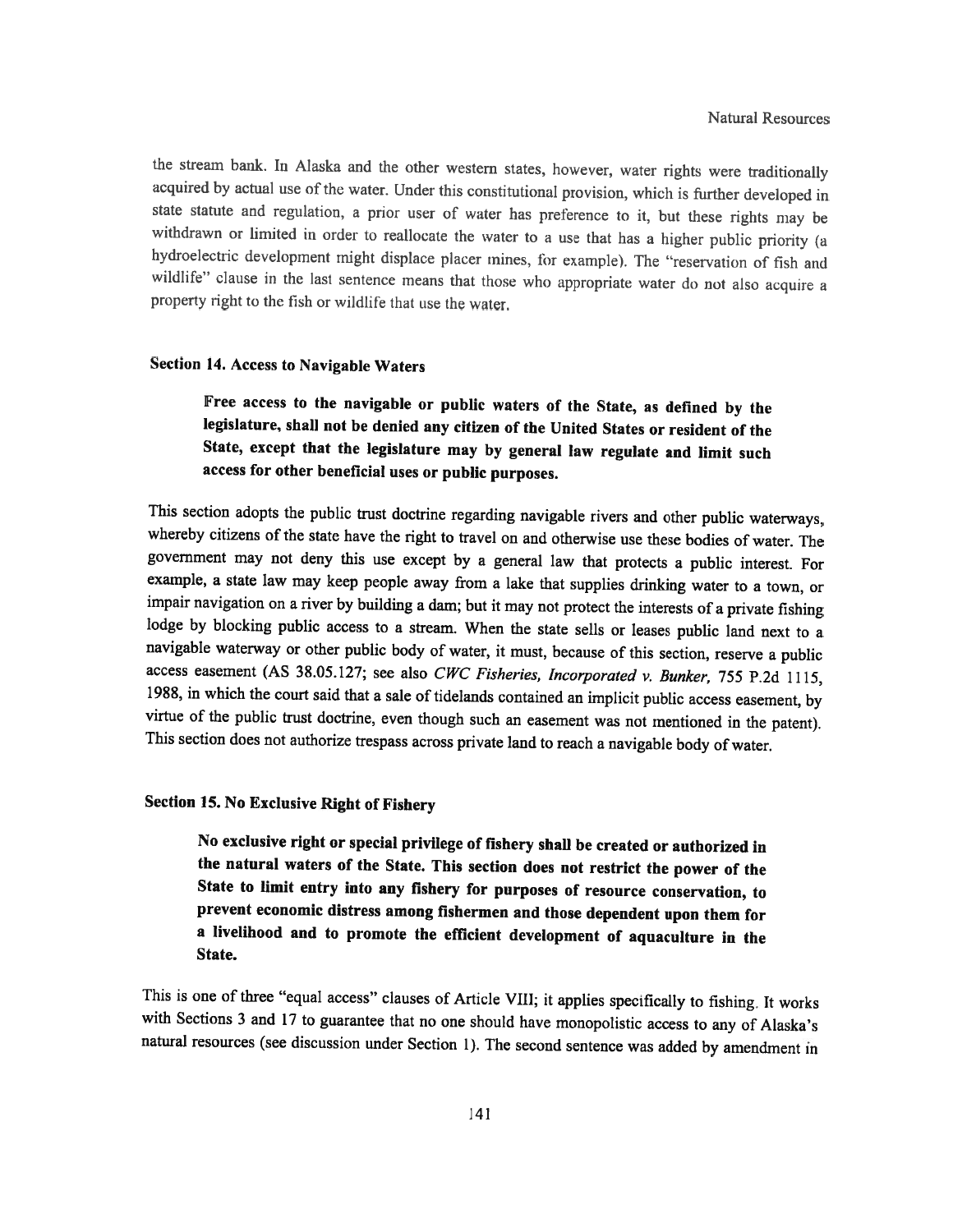the stream bank. In Alaska and the other western states, however, water rights were traditionally acquired by actual use of the water. Under this constitutional provision, which is further developed in state statute and regulation, a prior user of water has preference to it, but these rights may be withdrawn or limited in order to reallocate the water to a use that has a higher public priority (a hydroelectric development might displace placer mines, for example). The "reservation of fish and wildlife" clause in the last sentence means that those who appropriate water do not also acquire a property right to the fish or wildlife that use the water.

### Section 14. Access to Navigable Waters

> **Free access to the navigable or public waters of the State, as defined by the legislature, shall not be denied any citizen of the United States or resident of the State, except that the legislature may by general law regulate and limit such access for other beneficial uses or public purposes.**

This section adopts the public trust doctrine regarding navigable rivers and other public waterways, whereby citizens of the state have the right to travel on and otherwise use these bodies of water. The government may not deny this use except by a general law that protects a public interest. For example, a state law may keep people away from a lake that supplies drinking water to a town, or impair navigation on a river by building a dam; but it may not protect the interests of a private fishing lodge by blocking public access to a stream. When the state sells or leases public land next to a navigable waterway or other public body of water, it must, because of this section, reserve a public access easement (AS 38.05.127; see also *CWC Fisheries, Incorporated v. Bunker,* 755 P.2d 1115, 1988, in which the court said that a sale of tidelands contained an implicit public access easement, by virtue of the public trust doctrine, even though such an easement was not mentioned in the patent). This section does not authorize trespass across private land to reach a navigable body of water.

### Section 15. No Exclusive Right of Fishery

> **No exclusive right or special privilege of fishery shall be created or authorized in the natural waters of the State. This section does not restrict the power of the State to limit entry into any fishery for purposes of resource conservation, to prevent economic distress among fishermen and those dependent upon them for a livelihood and to promote the efficient development of aquaculture in the State.**

This is one of three "equal access" clauses of Article VIII; it applies specifically to fishing. It works with Sections 3 and 17 to guarantee that no one should have monopolistic access to any of Alaska's natural resources (see discussion under Section 1). The second sentence was added by amendment in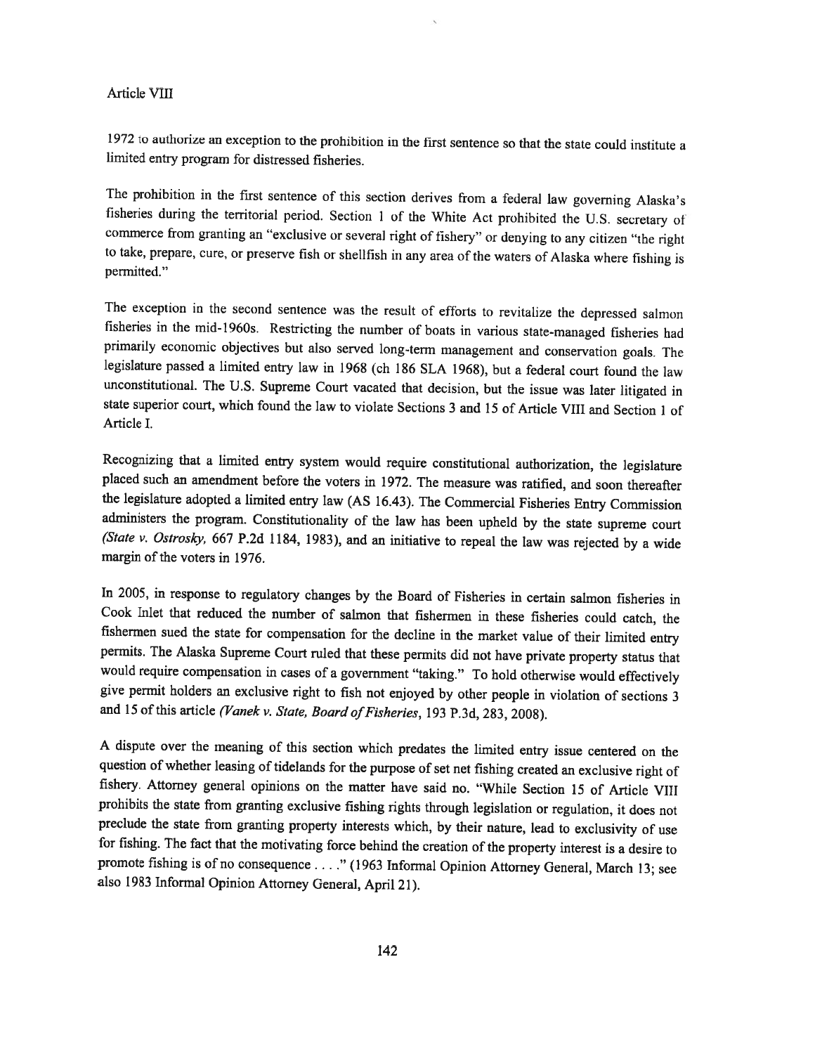1972 to authorize an exception to the prohibition in the first sentence so that the state could institute a limited entry program for distressed fisheries.

The prohibition in the first sentence of this section derives from a federal law governing Alaska's fisheries during the territorial period. Section 1 of the White Act prohibited the U.S. secretary of commerce from granting an "exclusive or several right of fishery" or denying to any citizen "the right to take, prepare, cure, or preserve fish or shellfish in any area of the waters of Alaska where fishing is permitted."

The exception in the second sentence was the result of efforts to revitalize the depressed salmon fisheries in the mid-1960s. Restricting the number of boats in various state-managed fisheries had primarily economic objectives but also served long-term management and conservation goals. The legislature passed a limited entry law in 1968 (ch 186 SLA 1968), but a federal court found the law unconstitutional. The U.S. Supreme Court vacated that decision, but the issue was later litigated in state superior court, which found the law to violate Sections 3 and 15 of Article VIII and Section 1 of Article I.

Recognizing that a limited entry system would require constitutional authorization, the legislature placed such an amendment before the voters in 1972. The measure was ratified, and soon thereafter the legislature adopted a limited entry law (AS 16.43). The Commercial Fisheries Entry Commission administers the program. Constitutionality of the law has been upheld by the state supreme court (*State v. Ostrosky,* 667 P.2d 1184, 1983), and an initiative to repeal the law was rejected by a wide margin of the voters in 1976.

In 2005, in response to regulatory changes by the Board of Fisheries in certain salmon fisheries in Cook Inlet that reduced the number of salmon that fishermen in these fisheries could catch, the fishermen sued the state for compensation for the decline in the market value of their limited entry permits. The Alaska Supreme Court ruled that these permits did not have private property status that would require compensation in cases of a government "taking." To hold otherwise would effectively give permit holders an exclusive right to fish not enjoyed by other people in violation of sections 3 and 15 of this article (*Vanek v. State, Board of Fisheries*, 193 P.3d, 283, 2008).

A dispute over the meaning of this section which predates the limited entry issue centered on the question of whether leasing of tidelands for the purpose of set net fishing created an exclusive right of fishery. Attorney general opinions on the matter have said no. "While Section 15 of Article VIII prohibits the state from granting exclusive fishing rights through legislation or regulation, it does not preclude the state from granting property interests which, by their nature, lead to exclusivity of use for fishing. The fact that the motivating force behind the creation of the property interest is a desire to promote fishing is of no consequence . . . ." (1963 Informal Opinion Attorney General, March 13; see also 1983 Informal Opinion Attorney General, April 21).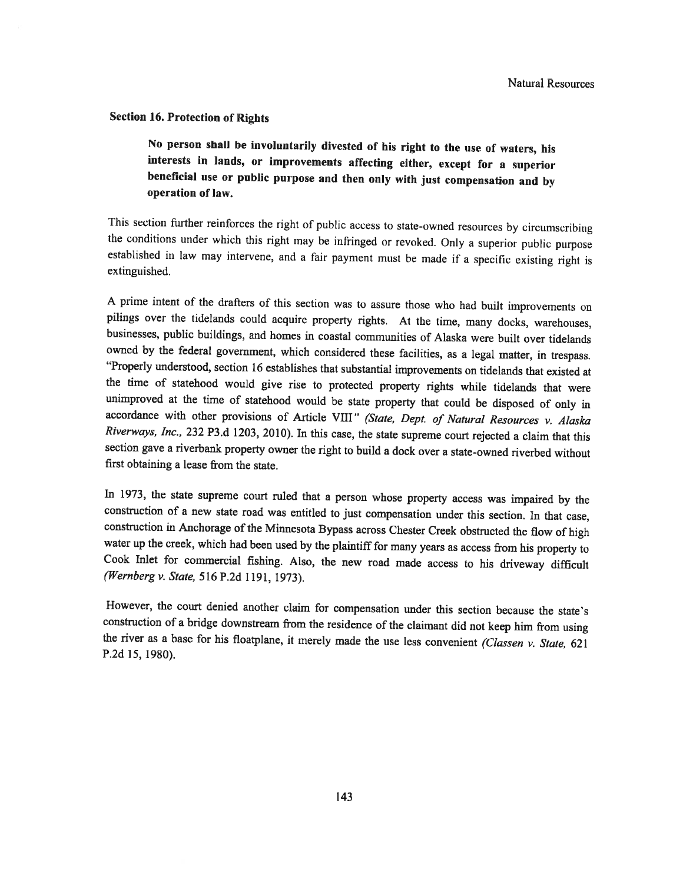### Section 16. Protection of Rights

> **No person shall be involuntarily divested of his right to the use of waters, his interests in lands, or improvements affecting either, except for a superior beneficial use or public purpose and then only with just compensation and by operation of law.**

This section further reinforces the right of public access to state-owned resources by circumscribing the conditions under which this right may be infringed or revoked. Only a superior public purpose established in law may intervene, and a fair payment must be made if a specific existing right is extinguished.

A prime intent of the drafters of this section was to assure those who had built improvements on pilings over the tidelands could acquire property rights. At the time, many docks, warehouses, businesses, public buildings, and homes in coastal communities of Alaska were built over tidelands owned by the federal government, which considered these facilities, as a legal matter, in trespass. "Properly understood, section 16 establishes that substantial improvements on tidelands that existed at the time of statehood would give rise to protected property rights while tidelands that were unimproved at the time of statehood would be state property that could be disposed of only in accordance with other provisions of Article VIII" *(State, Dept. of Natural Resources v. Alaska Riverways, Inc.,* 232 P3.d 1203, 2010). In this case, the state supreme court rejected a claim that this section gave a riverbank property owner the right to build a dock over a state-owned riverbed without first obtaining a lease from the state.

In 1973, the state supreme court ruled that a person whose property access was impaired by the construction of a new state road was entitled to just compensation under this section. In that case, construction in Anchorage of the Minnesota Bypass across Chester Creek obstructed the flow of high water up the creek, which had been used by the plaintiff for many years as access from his property to Cook Inlet for commercial fishing. Also, the new road made access to his driveway difficult *(Wernberg v. State,* 516 P.2d 1191, 1973).

However, the court denied another claim for compensation under this section because the state's construction of a bridge downstream from the residence of the claimant did not keep him from using the river as a base for his floatplane, it merely made the use less convenient *(Classen v. State,* 621 P.2d 15, 1980).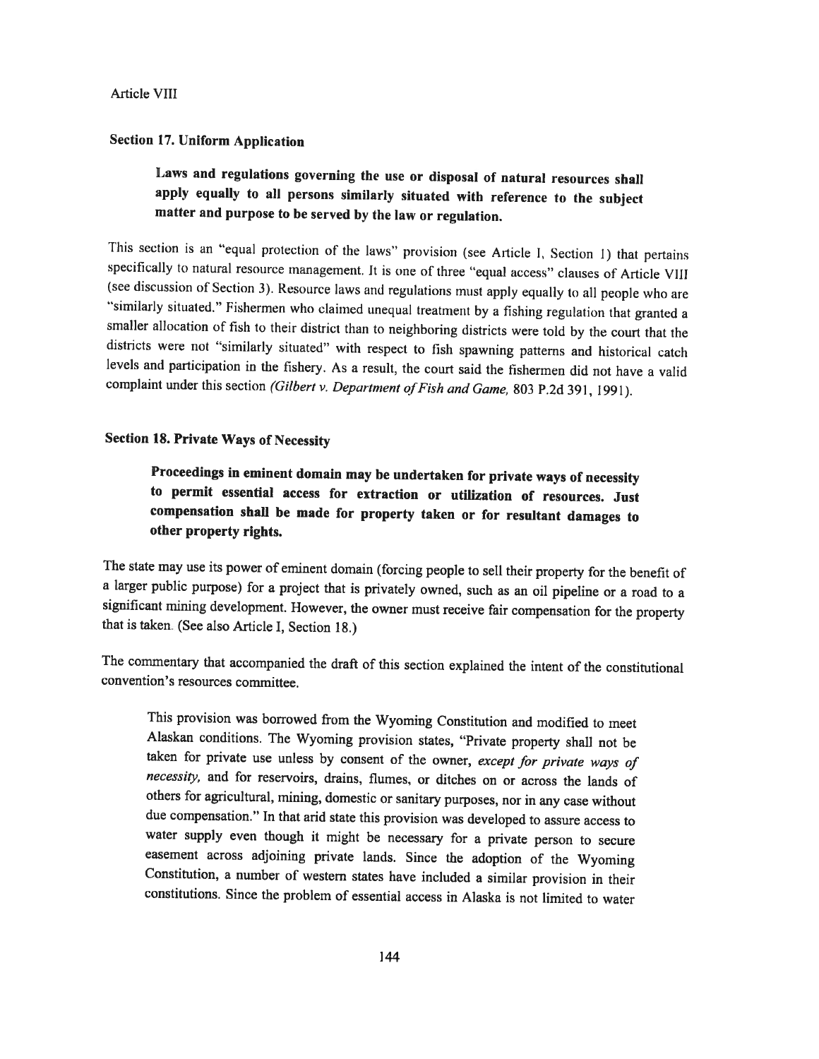Article VIII

### Section 17. Uniform Application

> **Laws and regulations governing the use or disposal of natural resources shall apply equally to all persons similarly situated with reference to the subject matter and purpose to be served by the law or regulation.**

This section is an "equal protection of the laws" provision (see Article I, Section 1) that pertains specifically to natural resource management. It is one of three "equal access" clauses of Article VIII (see discussion of Section 3). Resource laws and regulations must apply equally to all people who are "similarly situated." Fishermen who claimed unequal treatment by a fishing regulation that granted a smaller allocation of fish to their district than to neighboring districts were told by the court that the districts were not "similarly situated" with respect to fish spawning patterns and historical catch levels and participation in the fishery. As a result, the court said the fishermen did not have a valid complaint under this section *(Gilbert v. Department of Fish and Game,* 803 P.2d 391, 1991).

### Section 18. Private Ways of Necessity

> **Proceedings in eminent domain may be undertaken for private ways of necessity to permit essential access for extraction or utilization of resources. Just compensation shall be made for property taken or for resultant damages to other property rights.**

The state may use its power of eminent domain (forcing people to sell their property for the benefit of a larger public purpose) for a project that is privately owned, such as an oil pipeline or a road to a significant mining development. However, the owner must receive fair compensation for the property that is taken. (See also Article I, Section 18.)

The commentary that accompanied the draft of this section explained the intent of the constitutional convention's resources committee.

> This provision was borrowed from the Wyoming Constitution and modified to meet Alaskan conditions. The Wyoming provision states, "Private property shall not be taken for private use unless by consent of the owner, *except for private ways of necessity,* and for reservoirs, drains, flumes, or ditches on or across the lands of others for agricultural, mining, domestic or sanitary purposes, nor in any case without due compensation." In that arid state this provision was developed to assure access to water supply even though it might be necessary for a private person to secure easement across adjoining private lands. Since the adoption of the Wyoming Constitution, a number of western states have included a similar provision in their constitutions. Since the problem of essential access in Alaska is not limited to water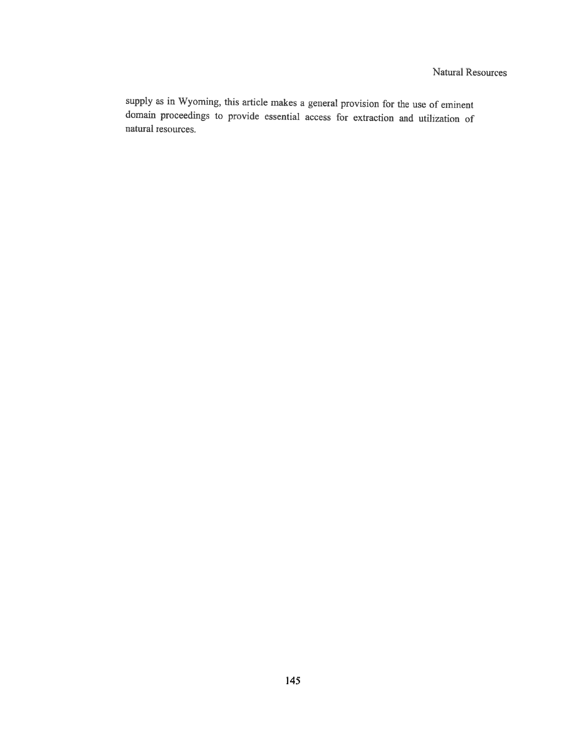supply as in Wyoming, this article makes a general provision for the use of eminent domain proceedings to provide essential access for extraction and utilization of natural resources.